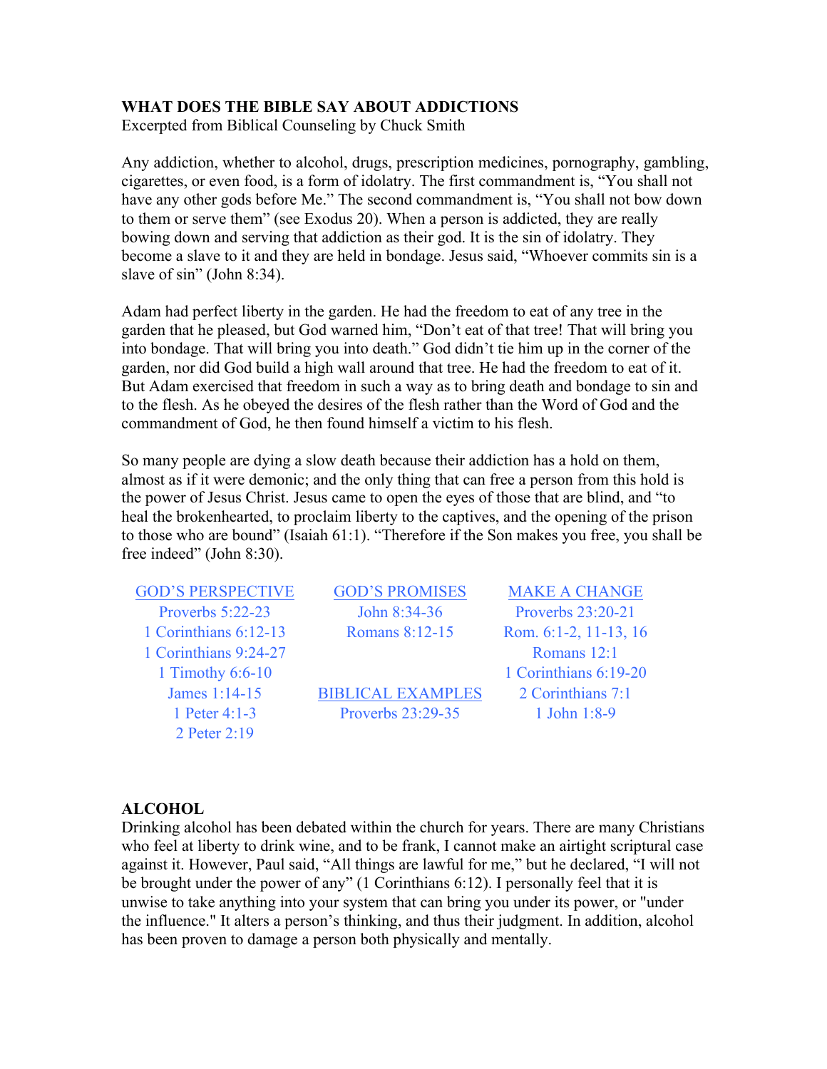**WHAT DOES THE BIBLE SAY ABOUT ADDICTIONS**
Excerpted from Biblical Counseling by Chuck Smith

Any addiction, whether to alcohol, drugs, prescription medicines, pornography, gambling, cigarettes, or even food, is a form of idolatry. The first commandment is, "You shall not have any other gods before Me." The second commandment is, "You shall not bow down to them or serve them" (see Exodus 20). When a person is addicted, they are really bowing down and serving that addiction as their god. It is the sin of idolatry. They become a slave to it and they are held in bondage. Jesus said, "Whoever commits sin is a slave of sin" (John 8:34).

Adam had perfect liberty in the garden. He had the freedom to eat of any tree in the garden that he pleased, but God warned him, "Don't eat of that tree! That will bring you into bondage. That will bring you into death." God didn't tie him up in the corner of the garden, nor did God build a high wall around that tree. He had the freedom to eat of it. But Adam exercised that freedom in such a way as to bring death and bondage to sin and to the flesh. As he obeyed the desires of the flesh rather than the Word of God and the commandment of God, he then found himself a victim to his flesh.

So many people are dying a slow death because their addiction has a hold on them, almost as if it were demonic; and the only thing that can free a person from this hold is the power of Jesus Christ. Jesus came to open the eyes of those that are blind, and "to heal the brokenhearted, to proclaim liberty to the captives, and the opening of the prison to those who are bound" (Isaiah 61:1). "Therefore if the Son makes you free, you shall be free indeed" (John 8:30).

| GOD'S PERSPECTIVE | GOD'S PROMISES | MAKE A CHANGE |
|---|---|---|
| Proverbs 5:22-23 | John 8:34-36 | Proverbs 23:20-21 |
| 1 Corinthians 6:12-13 | Romans 8:12-15 | Rom. 6:1-2, 11-13, 16 |
| 1 Corinthians 9:24-27 | | Romans 12:1 |
| 1 Timothy 6:6-10 | | 1 Corinthians 6:19-20 |
| James 1:14-15 | BIBLICAL EXAMPLES | 2 Corinthians 7:1 |
| 1 Peter 4:1-3 | Proverbs 23:29-35 | 1 John 1:8-9 |
| 2 Peter 2:19 | | |

**ALCOHOL**

Drinking alcohol has been debated within the church for years. There are many Christians who feel at liberty to drink wine, and to be frank, I cannot make an airtight scriptural case against it. However, Paul said, "All things are lawful for me," but he declared, "I will not be brought under the power of any" (1 Corinthians 6:12). I personally feel that it is unwise to take anything into your system that can bring you under its power, or "under the influence." It alters a person's thinking, and thus their judgment. In addition, alcohol has been proven to damage a person both physically and mentally.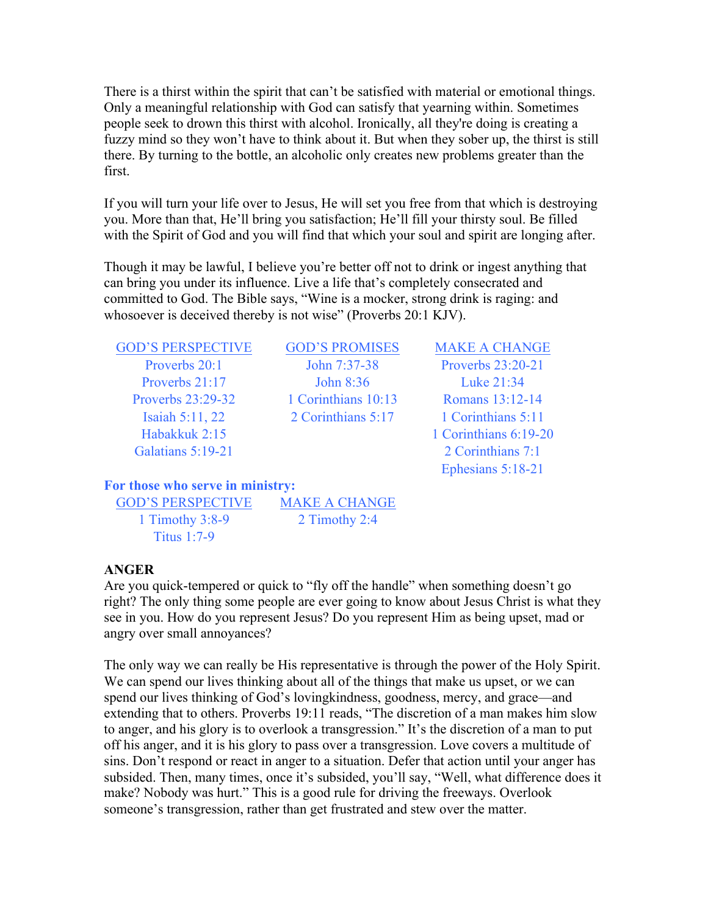There is a thirst within the spirit that can't be satisfied with material or emotional things. Only a meaningful relationship with God can satisfy that yearning within. Sometimes people seek to drown this thirst with alcohol. Ironically, all they're doing is creating a fuzzy mind so they won't have to think about it. But when they sober up, the thirst is still there. By turning to the bottle, an alcoholic only creates new problems greater than the first.

If you will turn your life over to Jesus, He will set you free from that which is destroying you. More than that, He'll bring you satisfaction; He'll fill your thirsty soul. Be filled with the Spirit of God and you will find that which your soul and spirit are longing after.

Though it may be lawful, I believe you're better off not to drink or ingest anything that can bring you under its influence. Live a life that's completely consecrated and committed to God. The Bible says, "Wine is a mocker, strong drink is raging: and whosoever is deceived thereby is not wise" (Proverbs 20:1 KJV).

| GOD'S PERSPECTIVE | GOD'S PROMISES | MAKE A CHANGE |
|---|---|---|
| Proverbs 20:1 | John 7:37-38 | Proverbs 23:20-21 |
| Proverbs 21:17 | John 8:36 | Luke 21:34 |
| Proverbs 23:29-32 | 1 Corinthians 10:13 | Romans 13:12-14 |
| Isaiah 5:11, 22 | 2 Corinthians 5:17 | 1 Corinthians 5:11 |
| Habakkuk 2:15 | | 1 Corinthians 6:19-20 |
| Galatians 5:19-21 | | 2 Corinthians 7:1 |
| | | Ephesians 5:18-21 |

**For those who serve in ministry:**

| GOD'S PERSPECTIVE | MAKE A CHANGE |
|---|---|
| 1 Timothy 3:8-9 | 2 Timothy 2:4 |
| Titus 1:7-9 | |

**ANGER**

Are you quick-tempered or quick to "fly off the handle" when something doesn't go right? The only thing some people are ever going to know about Jesus Christ is what they see in you. How do you represent Jesus? Do you represent Him as being upset, mad or angry over small annoyances?

The only way we can really be His representative is through the power of the Holy Spirit. We can spend our lives thinking about all of the things that make us upset, or we can spend our lives thinking of God's lovingkindness, goodness, mercy, and grace—and extending that to others. Proverbs 19:11 reads, "The discretion of a man makes him slow to anger, and his glory is to overlook a transgression." It's the discretion of a man to put off his anger, and it is his glory to pass over a transgression. Love covers a multitude of sins. Don't respond or react in anger to a situation. Defer that action until your anger has subsided. Then, many times, once it's subsided, you'll say, "Well, what difference does it make? Nobody was hurt." This is a good rule for driving the freeways. Overlook someone's transgression, rather than get frustrated and stew over the matter.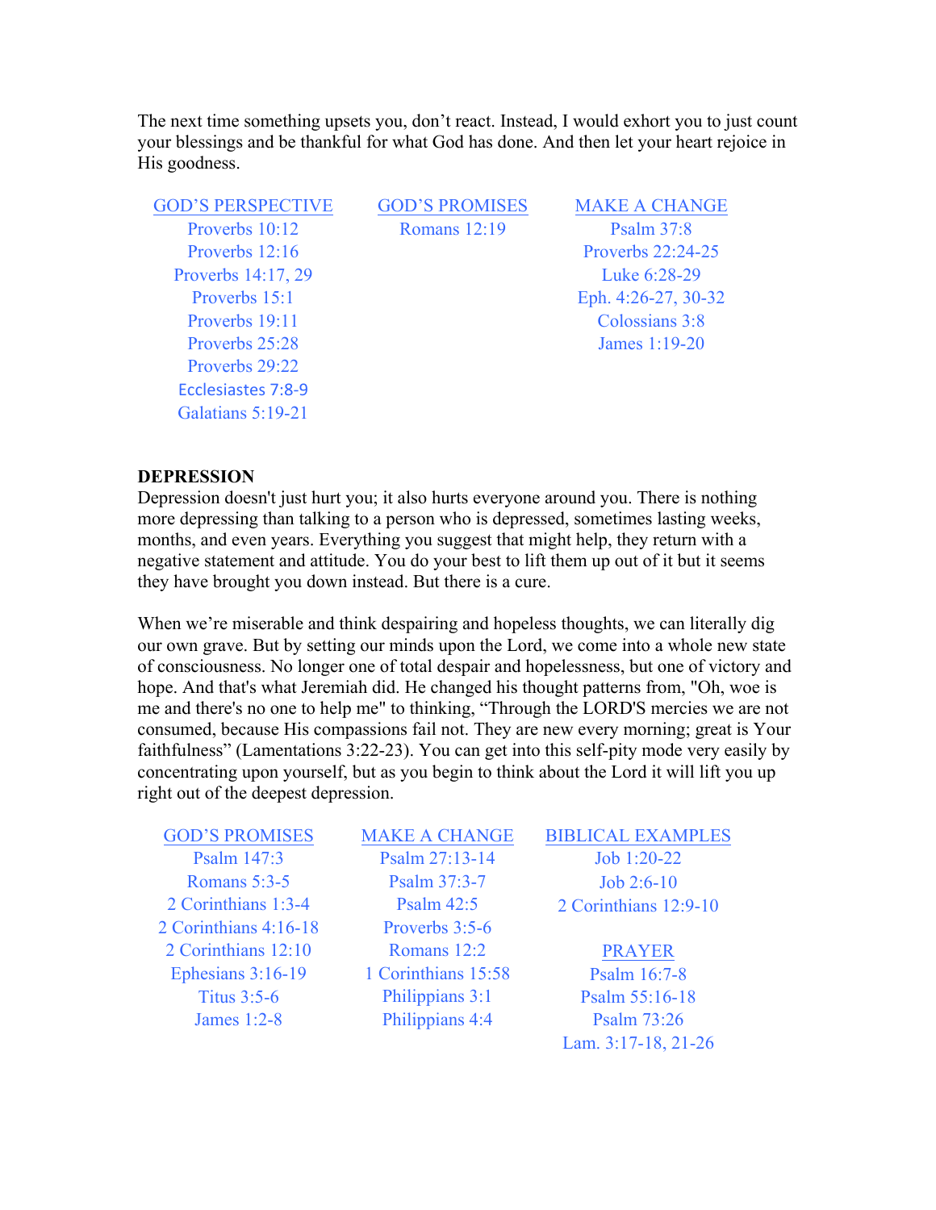The next time something upsets you, don't react. Instead, I would exhort you to just count your blessings and be thankful for what God has done. And then let your heart rejoice in His goodness.

| GOD'S PERSPECTIVE | GOD'S PROMISES | MAKE A CHANGE |
|---|---|---|
| Proverbs 10:12 | Romans 12:19 | Psalm 37:8 |
| Proverbs 12:16 | | Proverbs 22:24-25 |
| Proverbs 14:17, 29 | | Luke 6:28-29 |
| Proverbs 15:1 | | Eph. 4:26-27, 30-32 |
| Proverbs 19:11 | | Colossians 3:8 |
| Proverbs 25:28 | | James 1:19-20 |
| Proverbs 29:22 | | |
| Ecclesiastes 7:8-9 | | |
| Galatians 5:19-21 | | |

**DEPRESSION**

Depression doesn't just hurt you; it also hurts everyone around you. There is nothing more depressing than talking to a person who is depressed, sometimes lasting weeks, months, and even years. Everything you suggest that might help, they return with a negative statement and attitude. You do your best to lift them up out of it but it seems they have brought you down instead. But there is a cure.

When we're miserable and think despairing and hopeless thoughts, we can literally dig our own grave. But by setting our minds upon the Lord, we come into a whole new state of consciousness. No longer one of total despair and hopelessness, but one of victory and hope. And that's what Jeremiah did. He changed his thought patterns from, "Oh, woe is me and there's no one to help me" to thinking, "Through the LORD'S mercies we are not consumed, because His compassions fail not. They are new every morning; great is Your faithfulness" (Lamentations 3:22-23). You can get into this self-pity mode very easily by concentrating upon yourself, but as you begin to think about the Lord it will lift you up right out of the deepest depression.

| GOD'S PROMISES | MAKE A CHANGE | BIBLICAL EXAMPLES |
|---|---|---|
| Psalm 147:3 | Psalm 27:13-14 | Job 1:20-22 |
| Romans 5:3-5 | Psalm 37:3-7 | Job 2:6-10 |
| 2 Corinthians 1:3-4 | Psalm 42:5 | 2 Corinthians 12:9-10 |
| 2 Corinthians 4:16-18 | Proverbs 3:5-6 | |
| 2 Corinthians 12:10 | Romans 12:2 | PRAYER |
| Ephesians 3:16-19 | 1 Corinthians 15:58 | Psalm 16:7-8 |
| Titus 3:5-6 | Philippians 3:1 | Psalm 55:16-18 |
| James 1:2-8 | Philippians 4:4 | Psalm 73:26 |
| | | Lam. 3:17-18, 21-26 |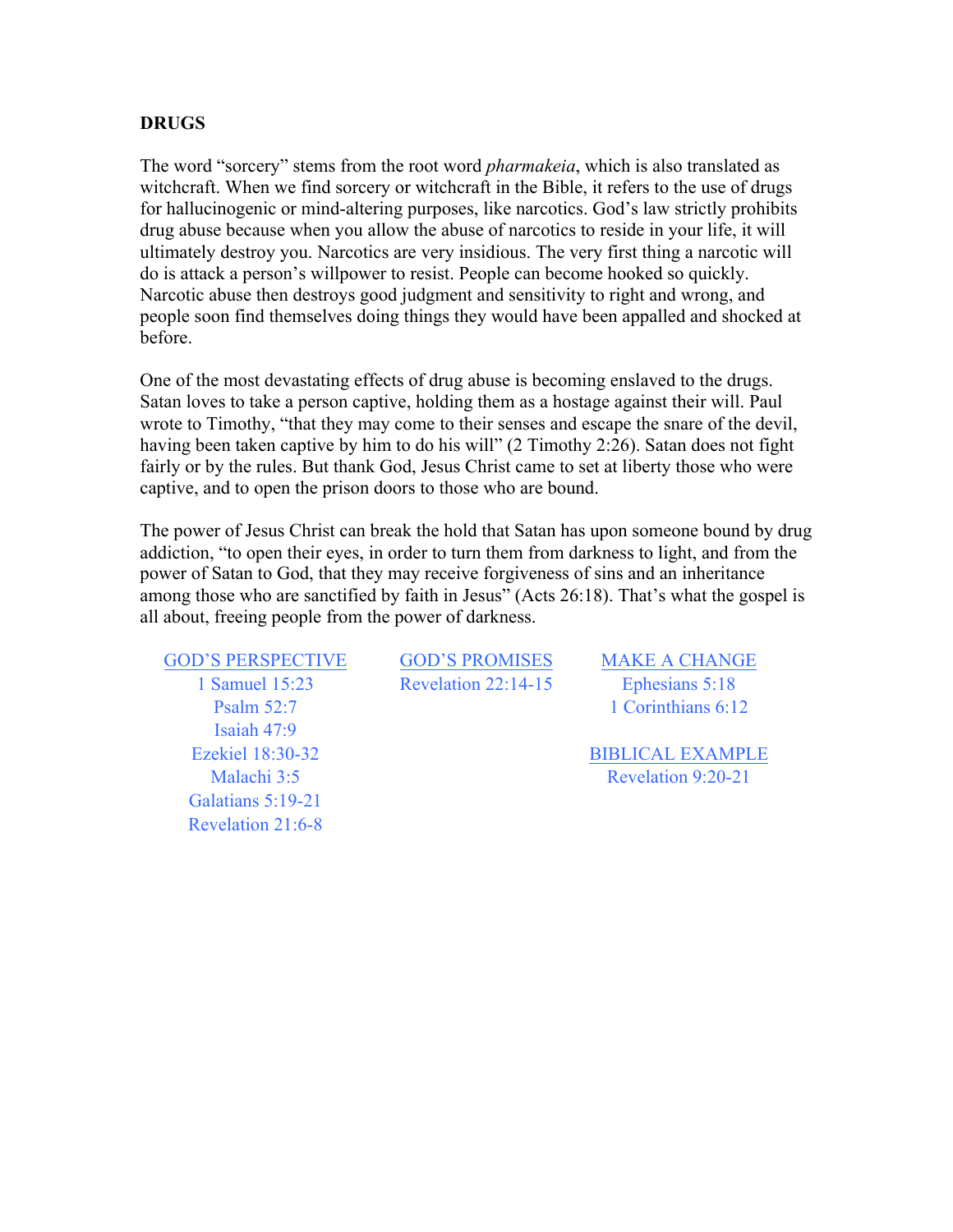## DRUGS

The word "sorcery" stems from the root word *pharmakeia*, which is also translated as witchcraft. When we find sorcery or witchcraft in the Bible, it refers to the use of drugs for hallucinogenic or mind-altering purposes, like narcotics. God's law strictly prohibits drug abuse because when you allow the abuse of narcotics to reside in your life, it will ultimately destroy you. Narcotics are very insidious. The very first thing a narcotic will do is attack a person's willpower to resist. People can become hooked so quickly. Narcotic abuse then destroys good judgment and sensitivity to right and wrong, and people soon find themselves doing things they would have been appalled and shocked at before.

One of the most devastating effects of drug abuse is becoming enslaved to the drugs. Satan loves to take a person captive, holding them as a hostage against their will. Paul wrote to Timothy, "that they may come to their senses and escape the snare of the devil, having been taken captive by him to do his will" (2 Timothy 2:26). Satan does not fight fairly or by the rules. But thank God, Jesus Christ came to set at liberty those who were captive, and to open the prison doors to those who are bound.

The power of Jesus Christ can break the hold that Satan has upon someone bound by drug addiction, "to open their eyes, in order to turn them from darkness to light, and from the power of Satan to God, that they may receive forgiveness of sins and an inheritance among those who are sanctified by faith in Jesus" (Acts 26:18). That's what the gospel is all about, freeing people from the power of darkness.

**GOD'S PERSPECTIVE**
- 1 Samuel 15:23
- Psalm 52:7
- Isaiah 47:9
- Ezekiel 18:30-32
- Malachi 3:5
- Galatians 5:19-21
- Revelation 21:6-8

**GOD'S PROMISES**
- Revelation 22:14-15

**MAKE A CHANGE**
- Ephesians 5:18
- 1 Corinthians 6:12

**BIBLICAL EXAMPLE**
- Revelation 9:20-21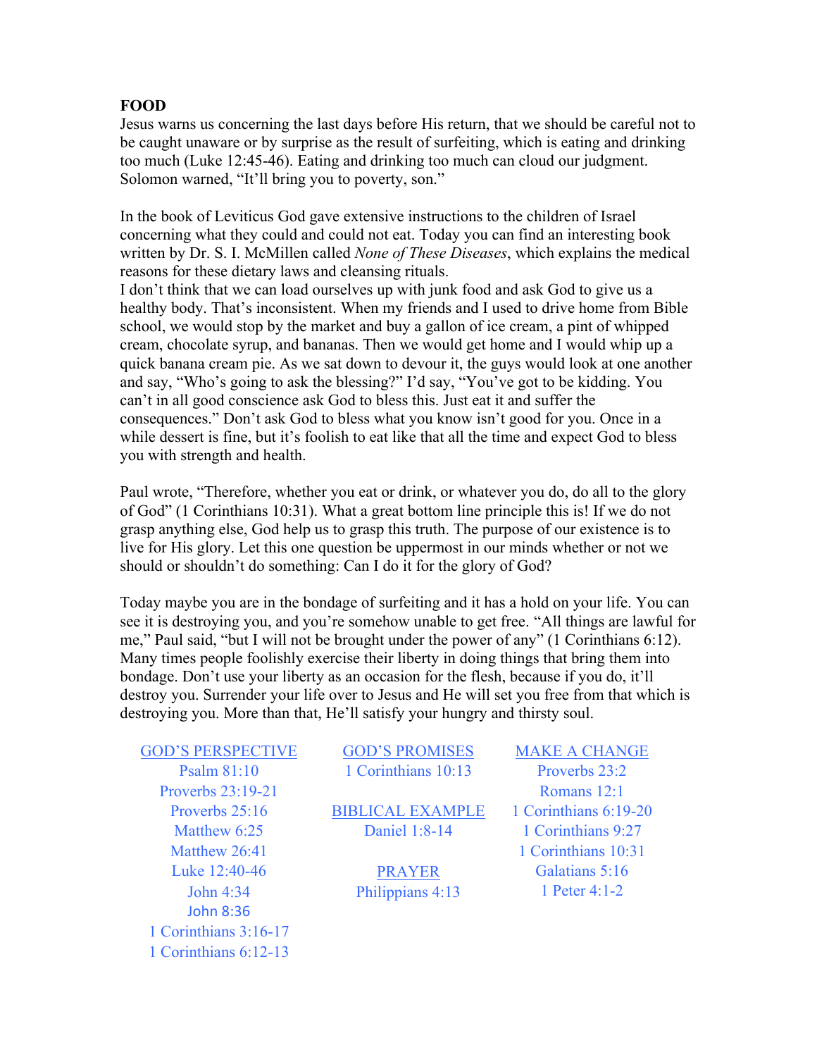**FOOD**

Jesus warns us concerning the last days before His return, that we should be careful not to be caught unaware or by surprise as the result of surfeiting, which is eating and drinking too much (Luke 12:45-46). Eating and drinking too much can cloud our judgment. Solomon warned, "It'll bring you to poverty, son."

In the book of Leviticus God gave extensive instructions to the children of Israel concerning what they could and could not eat. Today you can find an interesting book written by Dr. S. I. McMillen called *None of These Diseases*, which explains the medical reasons for these dietary laws and cleansing rituals.

I don't think that we can load ourselves up with junk food and ask God to give us a healthy body. That's inconsistent. When my friends and I used to drive home from Bible school, we would stop by the market and buy a gallon of ice cream, a pint of whipped cream, chocolate syrup, and bananas. Then we would get home and I would whip up a quick banana cream pie. As we sat down to devour it, the guys would look at one another and say, "Who's going to ask the blessing?" I'd say, "You've got to be kidding. You can't in all good conscience ask God to bless this. Just eat it and suffer the consequences." Don't ask God to bless what you know isn't good for you. Once in a while dessert is fine, but it's foolish to eat like that all the time and expect God to bless you with strength and health.

Paul wrote, "Therefore, whether you eat or drink, or whatever you do, do all to the glory of God" (1 Corinthians 10:31). What a great bottom line principle this is! If we do not grasp anything else, God help us to grasp this truth. The purpose of our existence is to live for His glory. Let this one question be uppermost in our minds whether or not we should or shouldn't do something: Can I do it for the glory of God?

Today maybe you are in the bondage of surfeiting and it has a hold on your life. You can see it is destroying you, and you're somehow unable to get free. "All things are lawful for me," Paul said, "but I will not be brought under the power of any" (1 Corinthians 6:12). Many times people foolishly exercise their liberty in doing things that bring them into bondage. Don't use your liberty as an occasion for the flesh, because if you do, it'll destroy you. Surrender your life over to Jesus and He will set you free from that which is destroying you. More than that, He'll satisfy your hungry and thirsty soul.

GOD'S PERSPECTIVE
- Psalm 81:10
- Proverbs 23:19-21
- Proverbs 25:16
- Matthew 6:25
- Matthew 26:41
- Luke 12:40-46
- John 4:34
- John 8:36
- 1 Corinthians 3:16-17
- 1 Corinthians 6:12-13

GOD'S PROMISES
- 1 Corinthians 10:13

BIBLICAL EXAMPLE
- Daniel 1:8-14

PRAYER
- Philippians 4:13

MAKE A CHANGE
- Proverbs 23:2
- Romans 12:1
- 1 Corinthians 6:19-20
- 1 Corinthians 9:27
- 1 Corinthians 10:31
- Galatians 5:16
- 1 Peter 4:1-2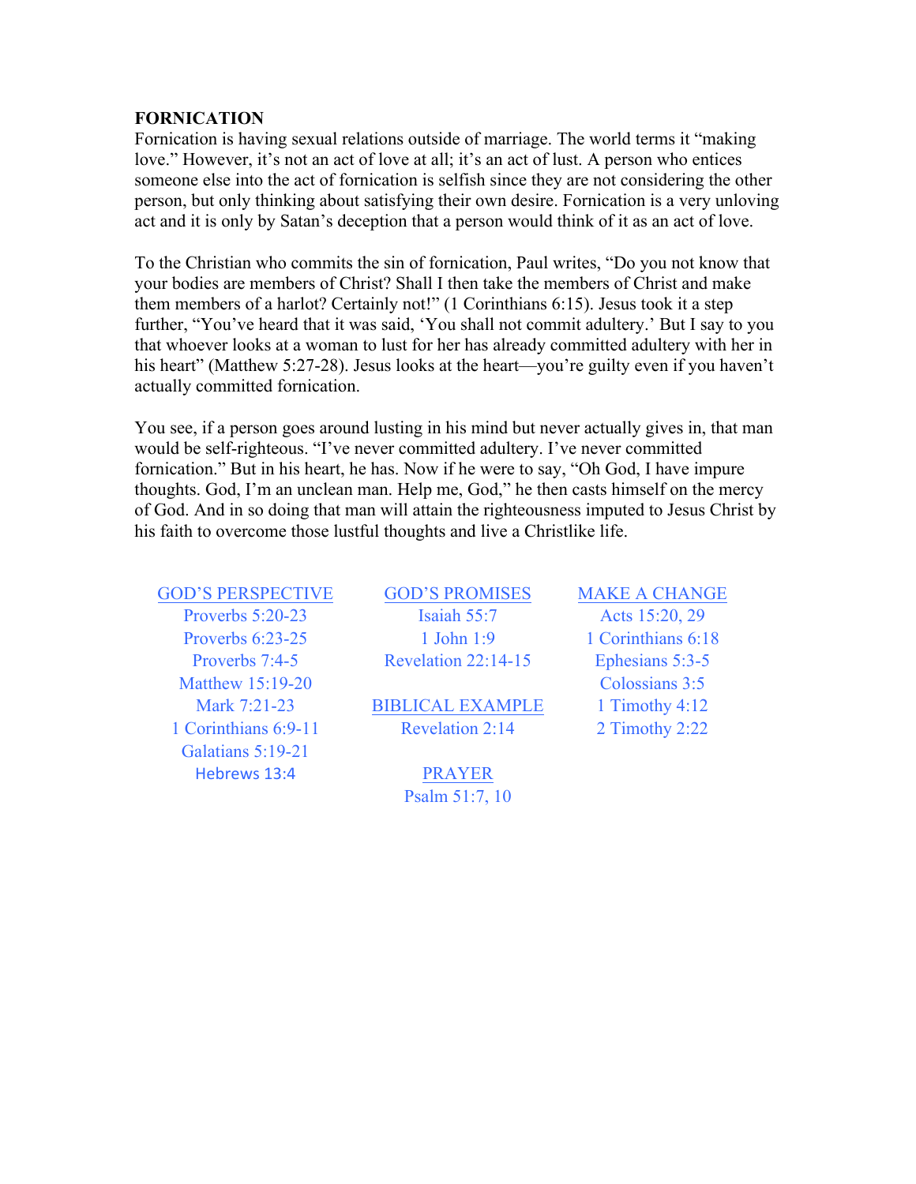**FORNICATION**

Fornication is having sexual relations outside of marriage. The world terms it "making love." However, it's not an act of love at all; it's an act of lust. A person who entices someone else into the act of fornication is selfish since they are not considering the other person, but only thinking about satisfying their own desire. Fornication is a very unloving act and it is only by Satan's deception that a person would think of it as an act of love.

To the Christian who commits the sin of fornication, Paul writes, "Do you not know that your bodies are members of Christ? Shall I then take the members of Christ and make them members of a harlot? Certainly not!" (1 Corinthians 6:15). Jesus took it a step further, "You've heard that it was said, 'You shall not commit adultery.' But I say to you that whoever looks at a woman to lust for her has already committed adultery with her in his heart" (Matthew 5:27-28). Jesus looks at the heart—you're guilty even if you haven't actually committed fornication.

You see, if a person goes around lusting in his mind but never actually gives in, that man would be self-righteous. "I've never committed adultery. I've never committed fornication." But in his heart, he has. Now if he were to say, "Oh God, I have impure thoughts. God, I'm an unclean man. Help me, God," he then casts himself on the mercy of God. And in so doing that man will attain the righteousness imputed to Jesus Christ by his faith to overcome those lustful thoughts and live a Christlike life.

GOD'S PERSPECTIVE
- Proverbs 5:20-23
- Proverbs 6:23-25
- Proverbs 7:4-5
- Matthew 15:19-20
- Mark 7:21-23
- 1 Corinthians 6:9-11
- Galatians 5:19-21
- Hebrews 13:4

GOD'S PROMISES
- Isaiah 55:7
- 1 John 1:9
- Revelation 22:14-15

BIBLICAL EXAMPLE
- Revelation 2:14

PRAYER
- Psalm 51:7, 10

MAKE A CHANGE
- Acts 15:20, 29
- 1 Corinthians 6:18
- Ephesians 5:3-5
- Colossians 3:5
- 1 Timothy 4:12
- 2 Timothy 2:22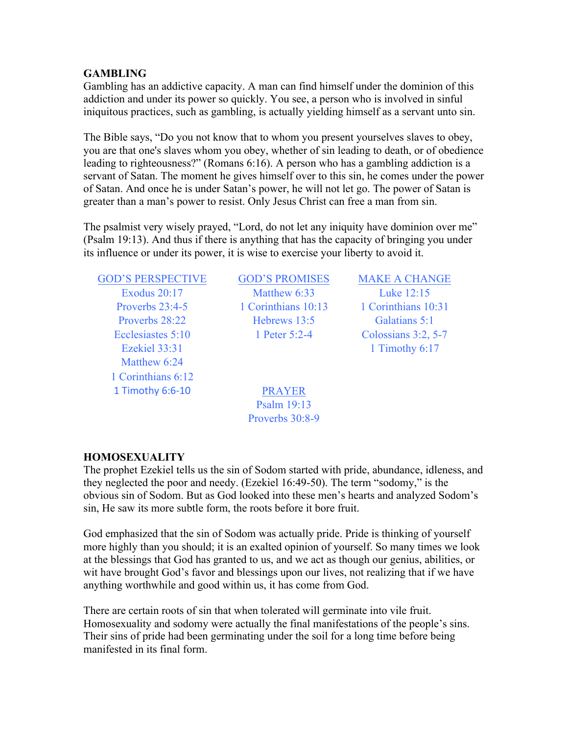## GAMBLING

Gambling has an addictive capacity. A man can find himself under the dominion of this addiction and under its power so quickly. You see, a person who is involved in sinful iniquitous practices, such as gambling, is actually yielding himself as a servant unto sin.

The Bible says, "Do you not know that to whom you present yourselves slaves to obey, you are that one's slaves whom you obey, whether of sin leading to death, or of obedience leading to righteousness?" (Romans 6:16). A person who has a gambling addiction is a servant of Satan. The moment he gives himself over to this sin, he comes under the power of Satan. And once he is under Satan's power, he will not let go. The power of Satan is greater than a man's power to resist. Only Jesus Christ can free a man from sin.

The psalmist very wisely prayed, "Lord, do not let any iniquity have dominion over me" (Psalm 19:13). And thus if there is anything that has the capacity of bringing you under its influence or under its power, it is wise to exercise your liberty to avoid it.

| GOD'S PERSPECTIVE | GOD'S PROMISES | MAKE A CHANGE |
|---|---|---|
| Exodus 20:17 | Matthew 6:33 | Luke 12:15 |
| Proverbs 23:4-5 | 1 Corinthians 10:13 | 1 Corinthians 10:31 |
| Proverbs 28:22 | Hebrews 13:5 | Galatians 5:1 |
| Ecclesiastes 5:10 | 1 Peter 5:2-4 | Colossians 3:2, 5-7 |
| Ezekiel 33:31 | | 1 Timothy 6:17 |
| Matthew 6:24 | | |
| 1 Corinthians 6:12 | | |
| 1 Timothy 6:6-10 | PRAYER | |
| | Psalm 19:13 | |
| | Proverbs 30:8-9 | |

## HOMOSEXUALITY

The prophet Ezekiel tells us the sin of Sodom started with pride, abundance, idleness, and they neglected the poor and needy. (Ezekiel 16:49-50). The term "sodomy," is the obvious sin of Sodom. But as God looked into these men's hearts and analyzed Sodom's sin, He saw its more subtle form, the roots before it bore fruit.

God emphasized that the sin of Sodom was actually pride. Pride is thinking of yourself more highly than you should; it is an exalted opinion of yourself. So many times we look at the blessings that God has granted to us, and we act as though our genius, abilities, or wit have brought God's favor and blessings upon our lives, not realizing that if we have anything worthwhile and good within us, it has come from God.

There are certain roots of sin that when tolerated will germinate into vile fruit. Homosexuality and sodomy were actually the final manifestations of the people's sins. Their sins of pride had been germinating under the soil for a long time before being manifested in its final form.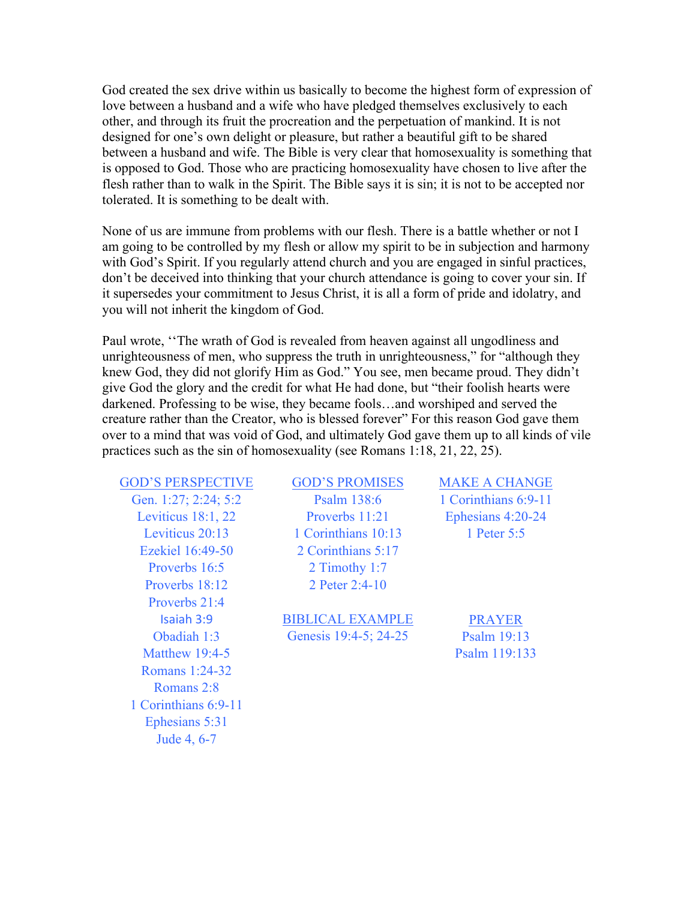God created the sex drive within us basically to become the highest form of expression of love between a husband and a wife who have pledged themselves exclusively to each other, and through its fruit the procreation and the perpetuation of mankind. It is not designed for one's own delight or pleasure, but rather a beautiful gift to be shared between a husband and wife. The Bible is very clear that homosexuality is something that is opposed to God. Those who are practicing homosexuality have chosen to live after the flesh rather than to walk in the Spirit. The Bible says it is sin; it is not to be accepted nor tolerated. It is something to be dealt with.

None of us are immune from problems with our flesh. There is a battle whether or not I am going to be controlled by my flesh or allow my spirit to be in subjection and harmony with God's Spirit. If you regularly attend church and you are engaged in sinful practices, don't be deceived into thinking that your church attendance is going to cover your sin. If it supersedes your commitment to Jesus Christ, it is all a form of pride and idolatry, and you will not inherit the kingdom of God.

Paul wrote, ''The wrath of God is revealed from heaven against all ungodliness and unrighteousness of men, who suppress the truth in unrighteousness," for "although they knew God, they did not glorify Him as God." You see, men became proud. They didn't give God the glory and the credit for what He had done, but "their foolish hearts were darkened. Professing to be wise, they became fools…and worshiped and served the creature rather than the Creator, who is blessed forever" For this reason God gave them over to a mind that was void of God, and ultimately God gave them up to all kinds of vile practices such as the sin of homosexuality (see Romans 1:18, 21, 22, 25).

**GOD'S PERSPECTIVE**

- Gen. 1:27; 2:24; 5:2
- Leviticus 18:1, 22
- Leviticus 20:13
- Ezekiel 16:49-50
- Proverbs 16:5
- Proverbs 18:12
- Proverbs 21:4
- Isaiah 3:9
- Obadiah 1:3
- Matthew 19:4-5
- Romans 1:24-32
- Romans 2:8
- 1 Corinthians 6:9-11
- Ephesians 5:31
- Jude 4, 6-7

**GOD'S PROMISES**

- Psalm 138:6
- Proverbs 11:21
- 1 Corinthians 10:13
- 2 Corinthians 5:17
- 2 Timothy 1:7
- 2 Peter 2:4-10

**BIBLICAL EXAMPLE**

- Genesis 19:4-5; 24-25

**MAKE A CHANGE**

- 1 Corinthians 6:9-11
- Ephesians 4:20-24
- 1 Peter 5:5

**PRAYER**

- Psalm 19:13
- Psalm 119:133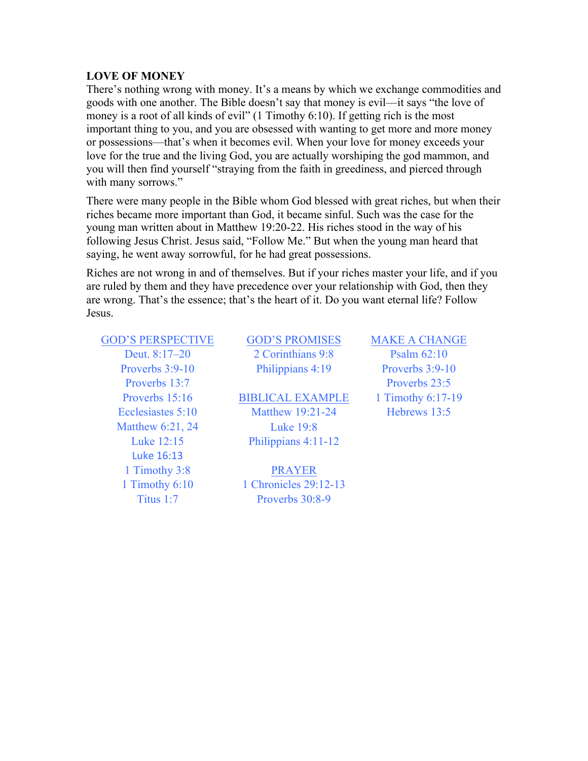**LOVE OF MONEY**

There's nothing wrong with money. It's a means by which we exchange commodities and goods with one another. The Bible doesn't say that money is evil—it says "the love of money is a root of all kinds of evil" (1 Timothy 6:10). If getting rich is the most important thing to you, and you are obsessed with wanting to get more and more money or possessions—that's when it becomes evil. When your love for money exceeds your love for the true and the living God, you are actually worshiping the god mammon, and you will then find yourself "straying from the faith in greediness, and pierced through with many sorrows."

There were many people in the Bible whom God blessed with great riches, but when their riches became more important than God, it became sinful. Such was the case for the young man written about in Matthew 19:20-22. His riches stood in the way of his following Jesus Christ. Jesus said, "Follow Me." But when the young man heard that saying, he went away sorrowful, for he had great possessions.

Riches are not wrong in and of themselves. But if your riches master your life, and if you are ruled by them and they have precedence over your relationship with God, then they are wrong. That's the essence; that's the heart of it. Do you want eternal life? Follow Jesus.

GOD'S PERSPECTIVE
- Deut. 8:17–20
- Proverbs 3:9-10
- Proverbs 13:7
- Proverbs 15:16
- Ecclesiastes 5:10
- Matthew 6:21, 24
- Luke 12:15
- Luke 16:13
- 1 Timothy 3:8
- 1 Timothy 6:10
- Titus 1:7

GOD'S PROMISES
- 2 Corinthians 9:8
- Philippians 4:19

BIBLICAL EXAMPLE
- Matthew 19:21-24
- Luke 19:8
- Philippians 4:11-12

PRAYER
- 1 Chronicles 29:12-13
- Proverbs 30:8-9

MAKE A CHANGE
- Psalm 62:10
- Proverbs 3:9-10
- Proverbs 23:5
- 1 Timothy 6:17-19
- Hebrews 13:5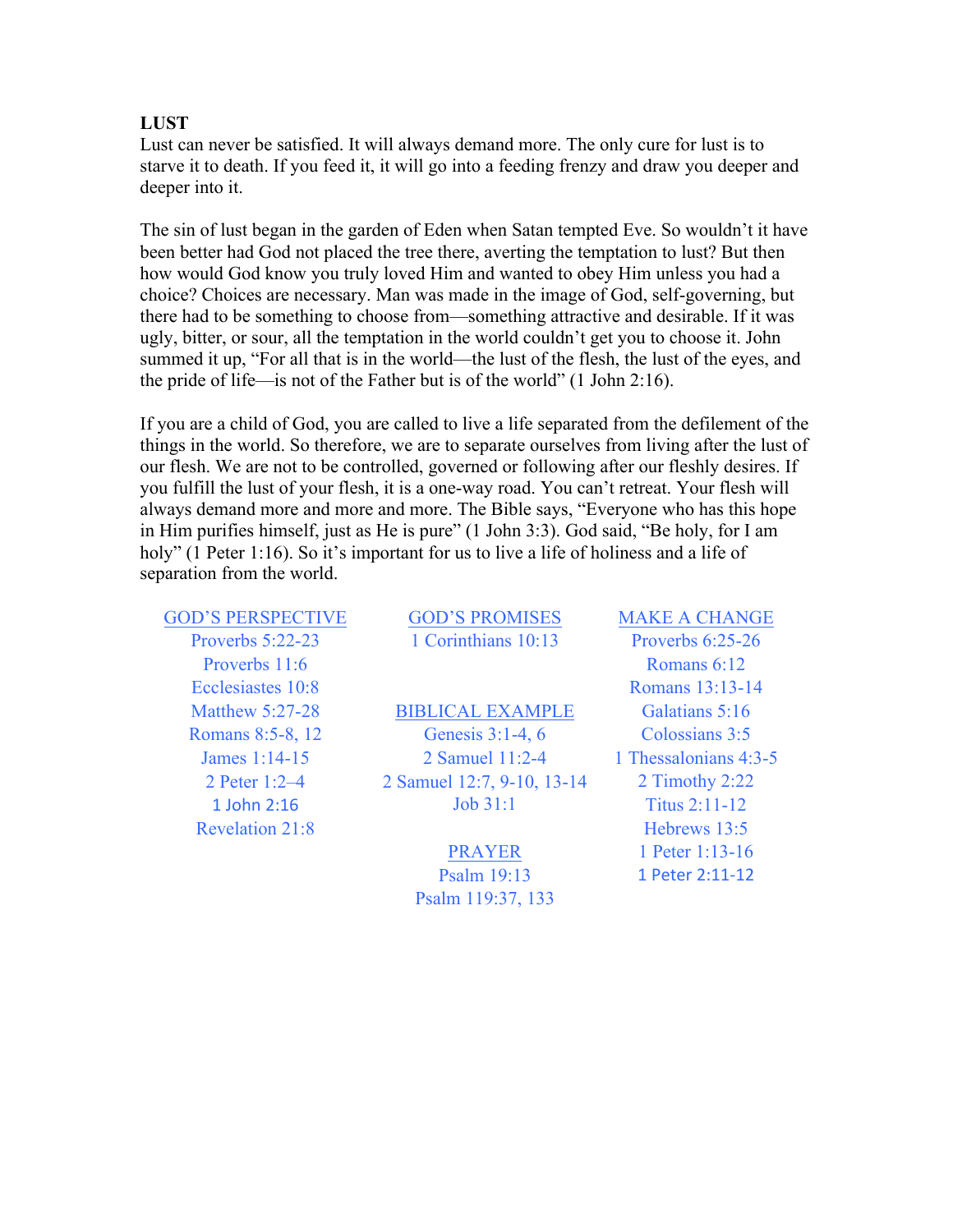## LUST

Lust can never be satisfied. It will always demand more. The only cure for lust is to starve it to death. If you feed it, it will go into a feeding frenzy and draw you deeper and deeper into it.

The sin of lust began in the garden of Eden when Satan tempted Eve. So wouldn't it have been better had God not placed the tree there, averting the temptation to lust? But then how would God know you truly loved Him and wanted to obey Him unless you had a choice? Choices are necessary. Man was made in the image of God, self-governing, but there had to be something to choose from—something attractive and desirable. If it was ugly, bitter, or sour, all the temptation in the world couldn't get you to choose it. John summed it up, "For all that is in the world—the lust of the flesh, the lust of the eyes, and the pride of life—is not of the Father but is of the world" (1 John 2:16).

If you are a child of God, you are called to live a life separated from the defilement of the things in the world. So therefore, we are to separate ourselves from living after the lust of our flesh. We are not to be controlled, governed or following after our fleshly desires. If you fulfill the lust of your flesh, it is a one-way road. You can't retreat. Your flesh will always demand more and more and more. The Bible says, "Everyone who has this hope in Him purifies himself, just as He is pure" (1 John 3:3). God said, "Be holy, for I am holy" (1 Peter 1:16). So it's important for us to live a life of holiness and a life of separation from the world.

**GOD'S PERSPECTIVE**
- Proverbs 5:22-23
- Proverbs 11:6
- Ecclesiastes 10:8
- Matthew 5:27-28
- Romans 8:5-8, 12
- James 1:14-15
- 2 Peter 1:2–4
- 1 John 2:16
- Revelation 21:8

**GOD'S PROMISES**
- 1 Corinthians 10:13

**BIBLICAL EXAMPLE**
- Genesis 3:1-4, 6
- 2 Samuel 11:2-4
- 2 Samuel 12:7, 9-10, 13-14
- Job 31:1

**PRAYER**
- Psalm 19:13
- Psalm 119:37, 133

**MAKE A CHANGE**
- Proverbs 6:25-26
- Romans 6:12
- Romans 13:13-14
- Galatians 5:16
- Colossians 3:5
- 1 Thessalonians 4:3-5
- 2 Timothy 2:22
- Titus 2:11-12
- Hebrews 13:5
- 1 Peter 1:13-16
- 1 Peter 2:11-12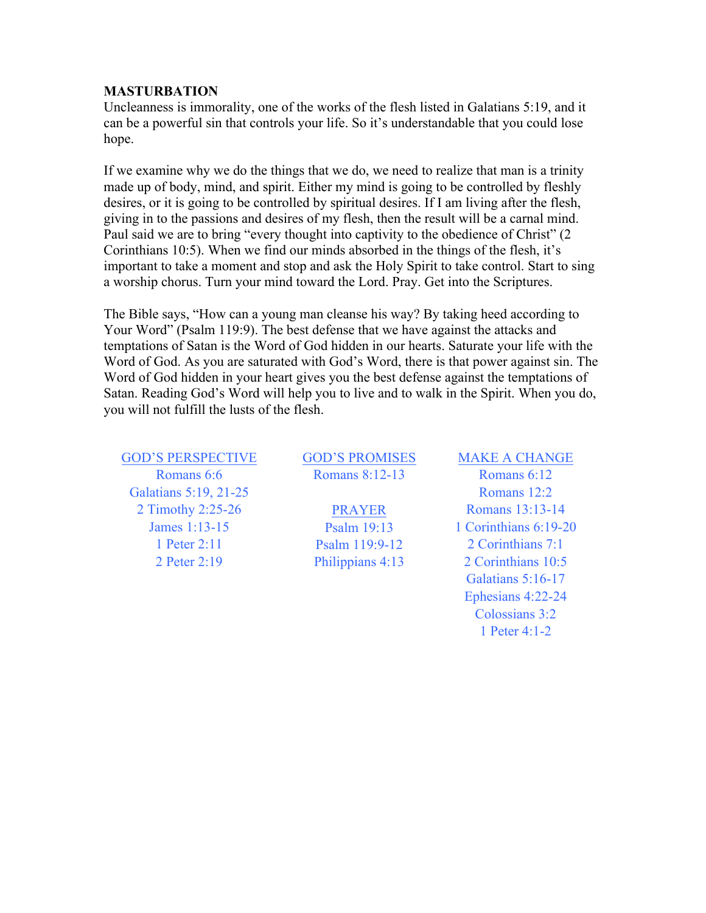## MASTURBATION

Uncleanness is immorality, one of the works of the flesh listed in Galatians 5:19, and it can be a powerful sin that controls your life. So it's understandable that you could lose hope.

If we examine why we do the things that we do, we need to realize that man is a trinity made up of body, mind, and spirit. Either my mind is going to be controlled by fleshly desires, or it is going to be controlled by spiritual desires. If I am living after the flesh, giving in to the passions and desires of my flesh, then the result will be a carnal mind. Paul said we are to bring "every thought into captivity to the obedience of Christ" (2 Corinthians 10:5). When we find our minds absorbed in the things of the flesh, it's important to take a moment and stop and ask the Holy Spirit to take control. Start to sing a worship chorus. Turn your mind toward the Lord. Pray. Get into the Scriptures.

The Bible says, "How can a young man cleanse his way? By taking heed according to Your Word" (Psalm 119:9). The best defense that we have against the attacks and temptations of Satan is the Word of God hidden in our hearts. Saturate your life with the Word of God. As you are saturated with God's Word, there is that power against sin. The Word of God hidden in your heart gives you the best defense against the temptations of Satan. Reading God's Word will help you to live and to walk in the Spirit. When you do, you will not fulfill the lusts of the flesh.

**GOD'S PERSPECTIVE**
- Romans 6:6
- Galatians 5:19, 21-25
- 2 Timothy 2:25-26
- James 1:13-15
- 1 Peter 2:11
- 2 Peter 2:19

**GOD'S PROMISES**
- Romans 8:12-13

**PRAYER**
- Psalm 19:13
- Psalm 119:9-12
- Philippians 4:13

**MAKE A CHANGE**
- Romans 6:12
- Romans 12:2
- Romans 13:13-14
- 1 Corinthians 6:19-20
- 2 Corinthians 7:1
- 2 Corinthians 10:5
- Galatians 5:16-17
- Ephesians 4:22-24
- Colossians 3:2
- 1 Peter 4:1-2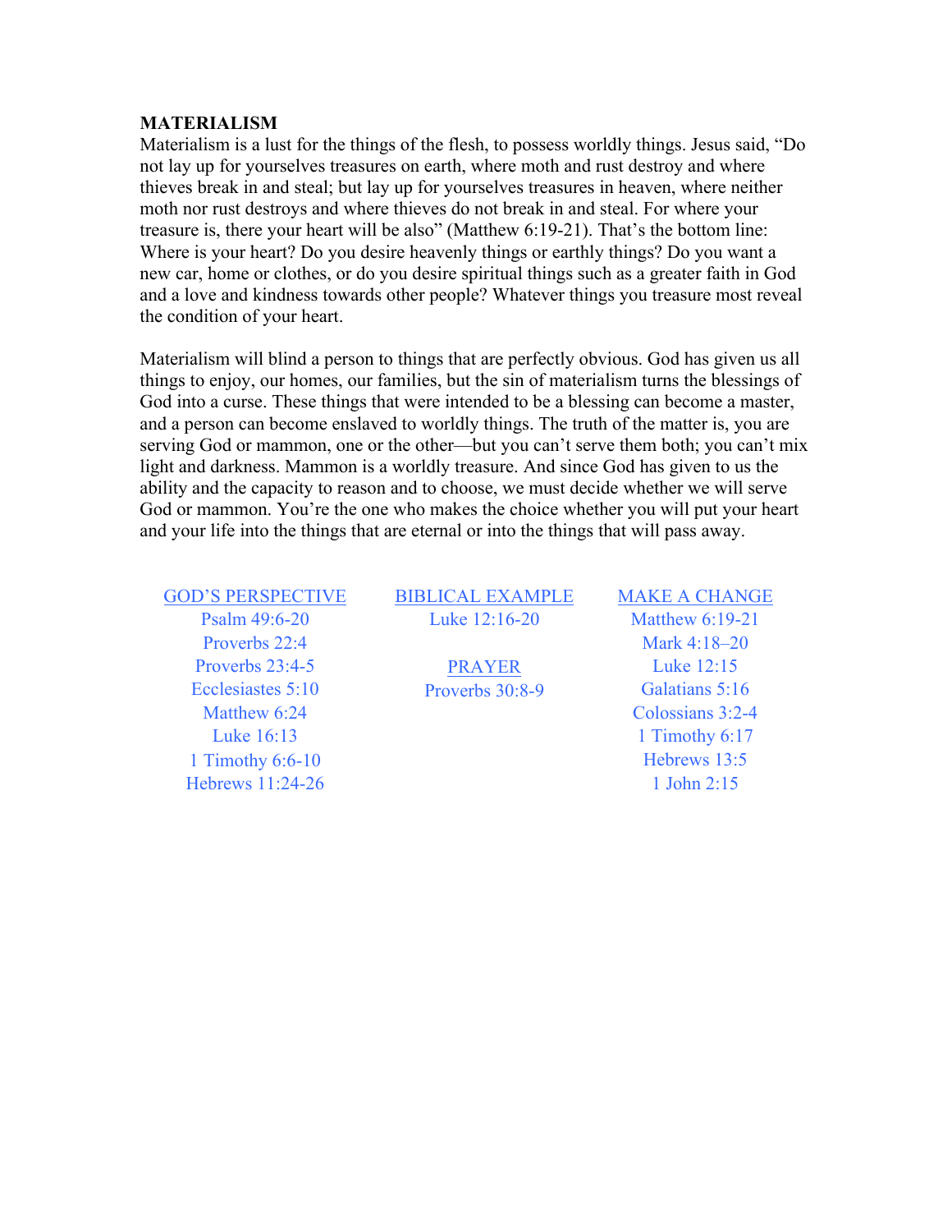# MATERIALISM

Materialism is a lust for the things of the flesh, to possess worldly things. Jesus said, "Do not lay up for yourselves treasures on earth, where moth and rust destroy and where thieves break in and steal; but lay up for yourselves treasures in heaven, where neither moth nor rust destroys and where thieves do not break in and steal. For where your treasure is, there your heart will be also" (Matthew 6:19-21). That's the bottom line: Where is your heart? Do you desire heavenly things or earthly things? Do you want a new car, home or clothes, or do you desire spiritual things such as a greater faith in God and a love and kindness towards other people? Whatever things you treasure most reveal the condition of your heart.

Materialism will blind a person to things that are perfectly obvious. God has given us all things to enjoy, our homes, our families, but the sin of materialism turns the blessings of God into a curse. These things that were intended to be a blessing can become a master, and a person can become enslaved to worldly things. The truth of the matter is, you are serving God or mammon, one or the other—but you can't serve them both; you can't mix light and darkness. Mammon is a worldly treasure. And since God has given to us the ability and the capacity to reason and to choose, we must decide whether we will serve God or mammon. You're the one who makes the choice whether you will put your heart and your life into the things that are eternal or into the things that will pass away.

**GOD'S PERSPECTIVE**

- Psalm 49:6-20
- Proverbs 22:4
- Proverbs 23:4-5
- Ecclesiastes 5:10
- Matthew 6:24
- Luke 16:13
- 1 Timothy 6:6-10
- Hebrews 11:24-26

**BIBLICAL EXAMPLE**

- Luke 12:16-20

**PRAYER**

- Proverbs 30:8-9

**MAKE A CHANGE**

- Matthew 6:19-21
- Mark 4:18–20
- Luke 12:15
- Galatians 5:16
- Colossians 3:2-4
- 1 Timothy 6:17
- Hebrews 13:5
- 1 John 2:15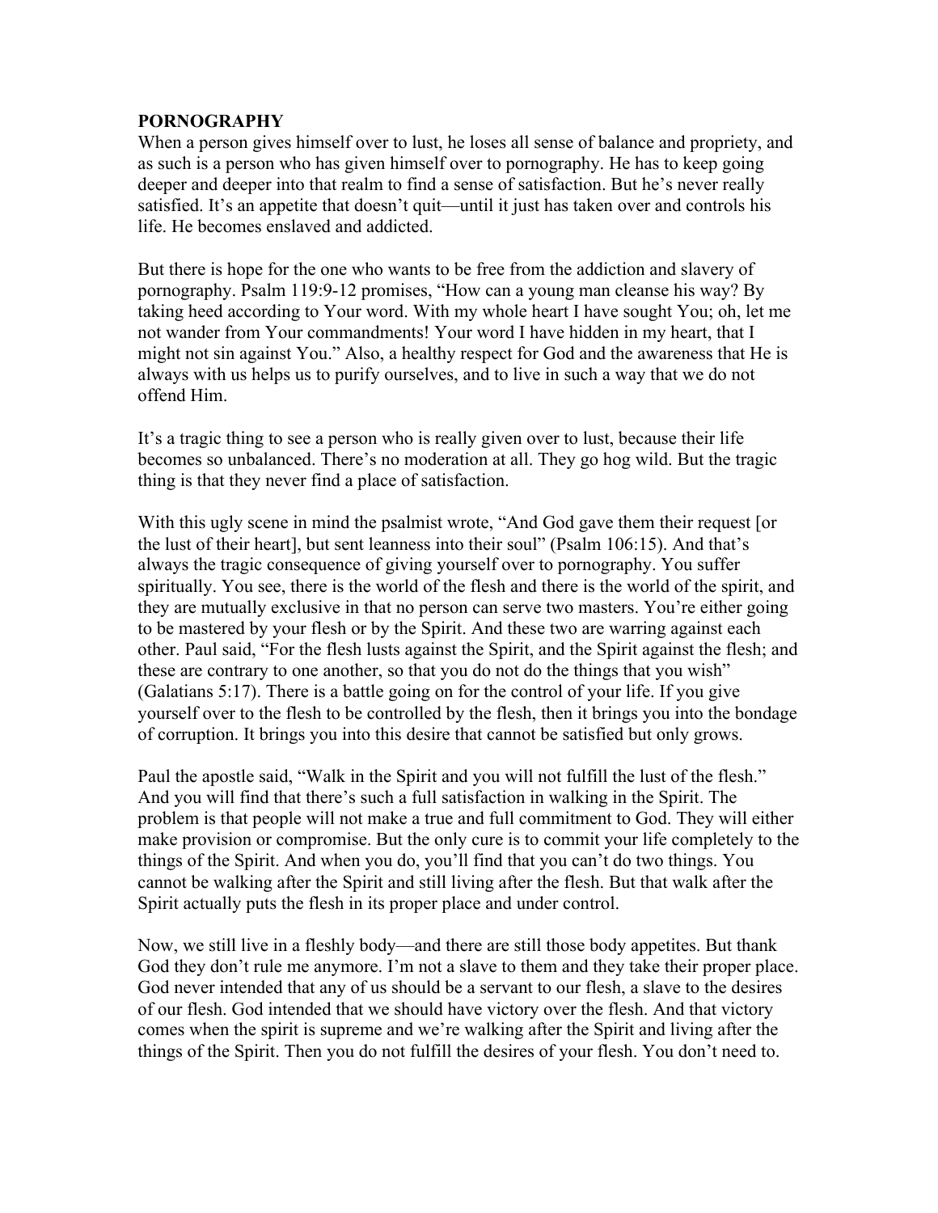**PORNOGRAPHY**

When a person gives himself over to lust, he loses all sense of balance and propriety, and as such is a person who has given himself over to pornography. He has to keep going deeper and deeper into that realm to find a sense of satisfaction. But he's never really satisfied. It's an appetite that doesn't quit—until it just has taken over and controls his life. He becomes enslaved and addicted.

But there is hope for the one who wants to be free from the addiction and slavery of pornography. Psalm 119:9-12 promises, "How can a young man cleanse his way? By taking heed according to Your word. With my whole heart I have sought You; oh, let me not wander from Your commandments! Your word I have hidden in my heart, that I might not sin against You." Also, a healthy respect for God and the awareness that He is always with us helps us to purify ourselves, and to live in such a way that we do not offend Him.

It's a tragic thing to see a person who is really given over to lust, because their life becomes so unbalanced. There's no moderation at all. They go hog wild. But the tragic thing is that they never find a place of satisfaction.

With this ugly scene in mind the psalmist wrote, "And God gave them their request [or the lust of their heart], but sent leanness into their soul" (Psalm 106:15). And that's always the tragic consequence of giving yourself over to pornography. You suffer spiritually. You see, there is the world of the flesh and there is the world of the spirit, and they are mutually exclusive in that no person can serve two masters. You're either going to be mastered by your flesh or by the Spirit. And these two are warring against each other. Paul said, "For the flesh lusts against the Spirit, and the Spirit against the flesh; and these are contrary to one another, so that you do not do the things that you wish" (Galatians 5:17). There is a battle going on for the control of your life. If you give yourself over to the flesh to be controlled by the flesh, then it brings you into the bondage of corruption. It brings you into this desire that cannot be satisfied but only grows.

Paul the apostle said, "Walk in the Spirit and you will not fulfill the lust of the flesh." And you will find that there's such a full satisfaction in walking in the Spirit. The problem is that people will not make a true and full commitment to God. They will either make provision or compromise. But the only cure is to commit your life completely to the things of the Spirit. And when you do, you'll find that you can't do two things. You cannot be walking after the Spirit and still living after the flesh. But that walk after the Spirit actually puts the flesh in its proper place and under control.

Now, we still live in a fleshly body—and there are still those body appetites. But thank God they don't rule me anymore. I'm not a slave to them and they take their proper place. God never intended that any of us should be a servant to our flesh, a slave to the desires of our flesh. God intended that we should have victory over the flesh. And that victory comes when the spirit is supreme and we're walking after the Spirit and living after the things of the Spirit. Then you do not fulfill the desires of your flesh. You don't need to.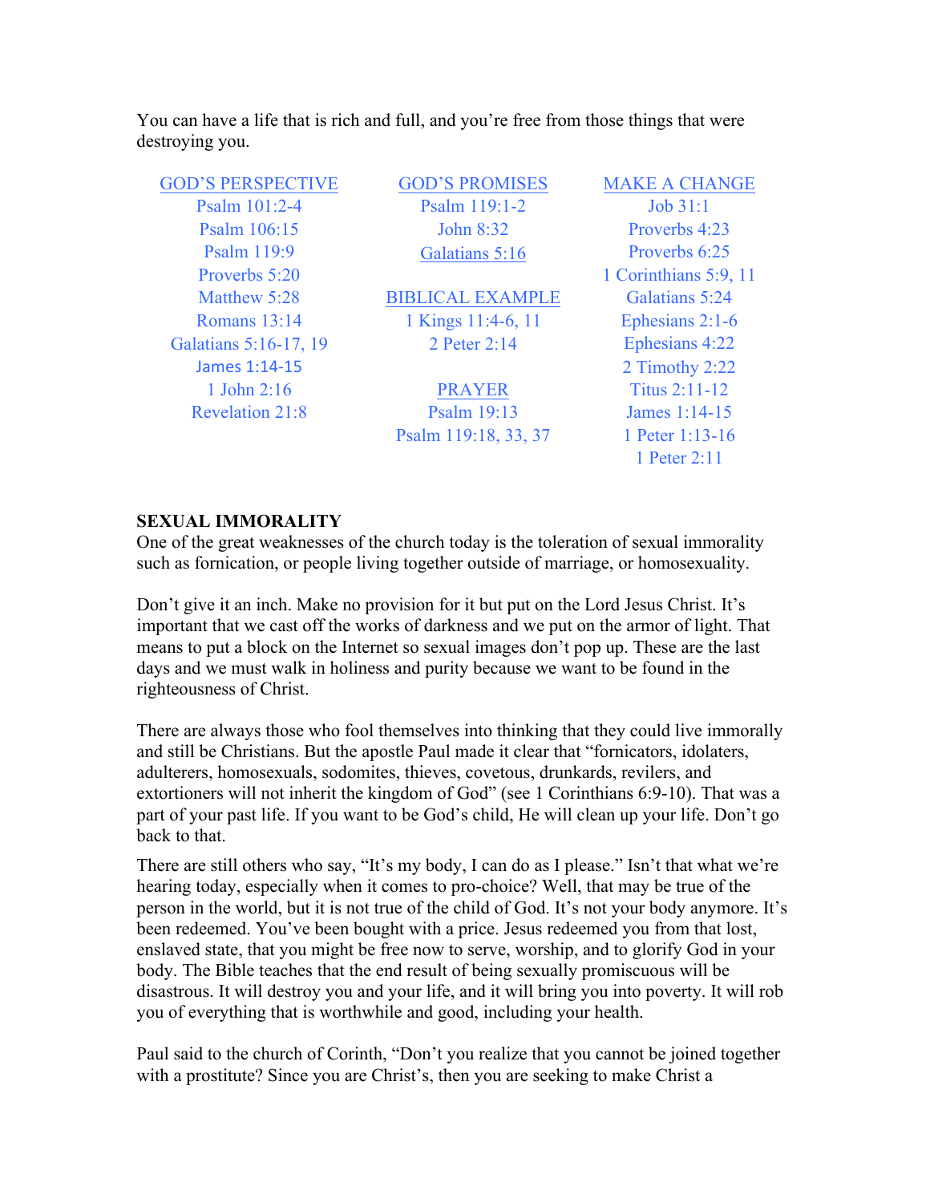You can have a life that is rich and full, and you're free from those things that were destroying you.

| GOD'S PERSPECTIVE | GOD'S PROMISES | MAKE A CHANGE |
|---|---|---|
| Psalm 101:2-4 | Psalm 119:1-2 | Job 31:1 |
| Psalm 106:15 | John 8:32 | Proverbs 4:23 |
| Psalm 119:9 | Galatians 5:16 | Proverbs 6:25 |
| Proverbs 5:20 | | 1 Corinthians 5:9, 11 |
| Matthew 5:28 | BIBLICAL EXAMPLE | Galatians 5:24 |
| Romans 13:14 | 1 Kings 11:4-6, 11 | Ephesians 2:1-6 |
| Galatians 5:16-17, 19 | 2 Peter 2:14 | Ephesians 4:22 |
| James 1:14-15 | | 2 Timothy 2:22 |
| 1 John 2:16 | PRAYER | Titus 2:11-12 |
| Revelation 21:8 | Psalm 19:13 | James 1:14-15 |
| | Psalm 119:18, 33, 37 | 1 Peter 1:13-16 |
| | | 1 Peter 2:11 |

**SEXUAL IMMORALITY**

One of the great weaknesses of the church today is the toleration of sexual immorality such as fornication, or people living together outside of marriage, or homosexuality.

Don't give it an inch. Make no provision for it but put on the Lord Jesus Christ. It's important that we cast off the works of darkness and we put on the armor of light. That means to put a block on the Internet so sexual images don't pop up. These are the last days and we must walk in holiness and purity because we want to be found in the righteousness of Christ.

There are always those who fool themselves into thinking that they could live immorally and still be Christians. But the apostle Paul made it clear that "fornicators, idolaters, adulterers, homosexuals, sodomites, thieves, covetous, drunkards, revilers, and extortioners will not inherit the kingdom of God" (see 1 Corinthians 6:9-10). That was a part of your past life. If you want to be God's child, He will clean up your life. Don't go back to that.

There are still others who say, "It's my body, I can do as I please." Isn't that what we're hearing today, especially when it comes to pro-choice? Well, that may be true of the person in the world, but it is not true of the child of God. It's not your body anymore. It's been redeemed. You've been bought with a price. Jesus redeemed you from that lost, enslaved state, that you might be free now to serve, worship, and to glorify God in your body. The Bible teaches that the end result of being sexually promiscuous will be disastrous. It will destroy you and your life, and it will bring you into poverty. It will rob you of everything that is worthwhile and good, including your health.

Paul said to the church of Corinth, "Don't you realize that you cannot be joined together with a prostitute? Since you are Christ's, then you are seeking to make Christ a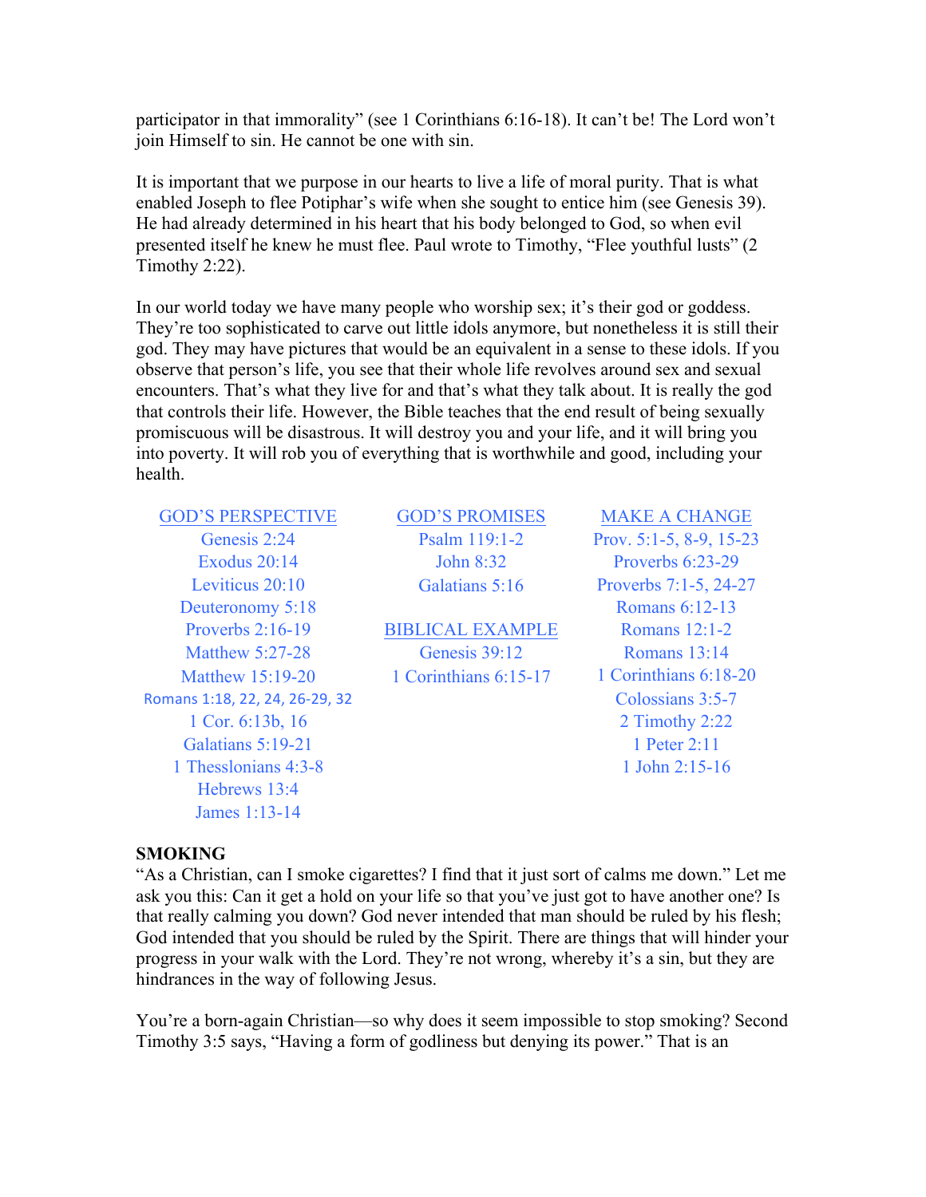participator in that immorality" (see 1 Corinthians 6:16-18). It can't be! The Lord won't join Himself to sin. He cannot be one with sin.

It is important that we purpose in our hearts to live a life of moral purity. That is what enabled Joseph to flee Potiphar's wife when she sought to entice him (see Genesis 39). He had already determined in his heart that his body belonged to God, so when evil presented itself he knew he must flee. Paul wrote to Timothy, "Flee youthful lusts" (2 Timothy 2:22).

In our world today we have many people who worship sex; it's their god or goddess. They're too sophisticated to carve out little idols anymore, but nonetheless it is still their god. They may have pictures that would be an equivalent in a sense to these idols. If you observe that person's life, you see that their whole life revolves around sex and sexual encounters. That's what they live for and that's what they talk about. It is really the god that controls their life. However, the Bible teaches that the end result of being sexually promiscuous will be disastrous. It will destroy you and your life, and it will bring you into poverty. It will rob you of everything that is worthwhile and good, including your health.

**GOD'S PERSPECTIVE**
- Genesis 2:24
- Exodus 20:14
- Leviticus 20:10
- Deuteronomy 5:18
- Proverbs 2:16-19
- Matthew 5:27-28
- Matthew 15:19-20
- Romans 1:18, 22, 24, 26-29, 32
- 1 Cor. 6:13b, 16
- Galatians 5:19-21
- 1 Thesslonians 4:3-8
- Hebrews 13:4
- James 1:13-14

**GOD'S PROMISES**
- Psalm 119:1-2
- John 8:32
- Galatians 5:16

**BIBLICAL EXAMPLE**
- Genesis 39:12
- 1 Corinthians 6:15-17

**MAKE A CHANGE**
- Prov. 5:1-5, 8-9, 15-23
- Proverbs 6:23-29
- Proverbs 7:1-5, 24-27
- Romans 6:12-13
- Romans 12:1-2
- Romans 13:14
- 1 Corinthians 6:18-20
- Colossians 3:5-7
- 2 Timothy 2:22
- 1 Peter 2:11
- 1 John 2:15-16

## SMOKING

"As a Christian, can I smoke cigarettes? I find that it just sort of calms me down." Let me ask you this: Can it get a hold on your life so that you've just got to have another one? Is that really calming you down? God never intended that man should be ruled by his flesh; God intended that you should be ruled by the Spirit. There are things that will hinder your progress in your walk with the Lord. They're not wrong, whereby it's a sin, but they are hindrances in the way of following Jesus.

You're a born-again Christian—so why does it seem impossible to stop smoking? Second Timothy 3:5 says, "Having a form of godliness but denying its power." That is an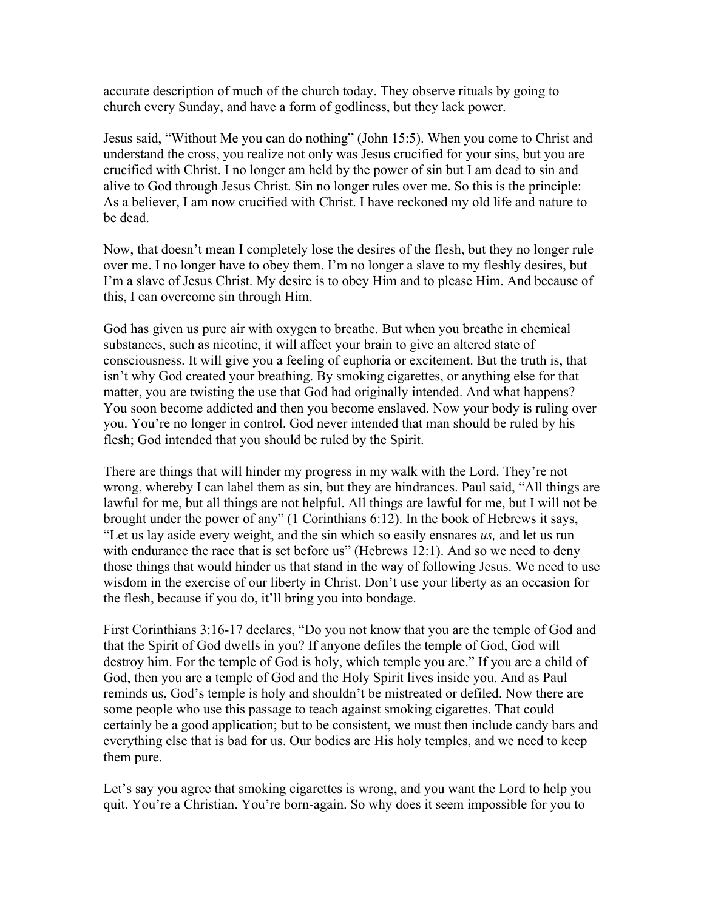accurate description of much of the church today. They observe rituals by going to church every Sunday, and have a form of godliness, but they lack power.

Jesus said, "Without Me you can do nothing" (John 15:5). When you come to Christ and understand the cross, you realize not only was Jesus crucified for your sins, but you are crucified with Christ. I no longer am held by the power of sin but I am dead to sin and alive to God through Jesus Christ. Sin no longer rules over me. So this is the principle: As a believer, I am now crucified with Christ. I have reckoned my old life and nature to be dead.

Now, that doesn't mean I completely lose the desires of the flesh, but they no longer rule over me. I no longer have to obey them. I'm no longer a slave to my fleshly desires, but I'm a slave of Jesus Christ. My desire is to obey Him and to please Him. And because of this, I can overcome sin through Him.

God has given us pure air with oxygen to breathe. But when you breathe in chemical substances, such as nicotine, it will affect your brain to give an altered state of consciousness. It will give you a feeling of euphoria or excitement. But the truth is, that isn't why God created your breathing. By smoking cigarettes, or anything else for that matter, you are twisting the use that God had originally intended. And what happens? You soon become addicted and then you become enslaved. Now your body is ruling over you. You're no longer in control. God never intended that man should be ruled by his flesh; God intended that you should be ruled by the Spirit.

There are things that will hinder my progress in my walk with the Lord. They're not wrong, whereby I can label them as sin, but they are hindrances. Paul said, "All things are lawful for me, but all things are not helpful. All things are lawful for me, but I will not be brought under the power of any" (1 Corinthians 6:12). In the book of Hebrews it says, "Let us lay aside every weight, and the sin which so easily ensnares *us,* and let us run with endurance the race that is set before us" (Hebrews 12:1). And so we need to deny those things that would hinder us that stand in the way of following Jesus. We need to use wisdom in the exercise of our liberty in Christ. Don't use your liberty as an occasion for the flesh, because if you do, it'll bring you into bondage.

First Corinthians 3:16-17 declares, "Do you not know that you are the temple of God and that the Spirit of God dwells in you? If anyone defiles the temple of God, God will destroy him. For the temple of God is holy, which temple you are." If you are a child of God, then you are a temple of God and the Holy Spirit lives inside you. And as Paul reminds us, God's temple is holy and shouldn't be mistreated or defiled. Now there are some people who use this passage to teach against smoking cigarettes. That could certainly be a good application; but to be consistent, we must then include candy bars and everything else that is bad for us. Our bodies are His holy temples, and we need to keep them pure.

Let's say you agree that smoking cigarettes is wrong, and you want the Lord to help you quit. You're a Christian. You're born-again. So why does it seem impossible for you to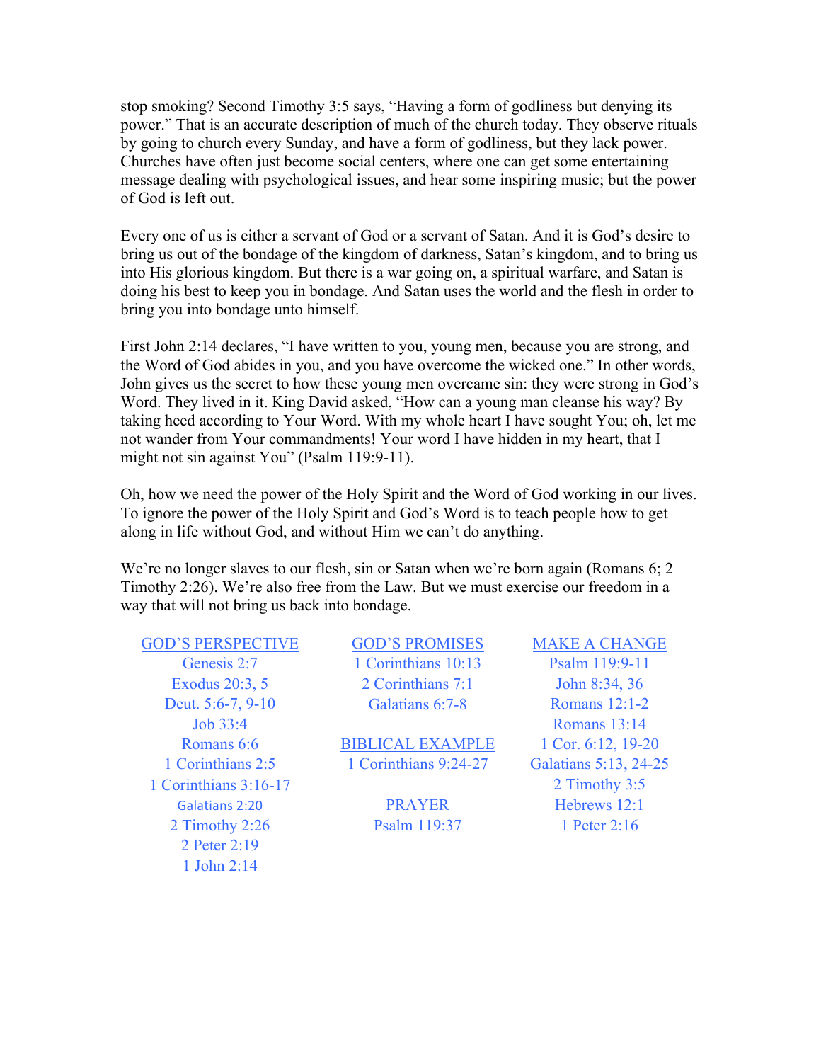stop smoking? Second Timothy 3:5 says, "Having a form of godliness but denying its power." That is an accurate description of much of the church today. They observe rituals by going to church every Sunday, and have a form of godliness, but they lack power. Churches have often just become social centers, where one can get some entertaining message dealing with psychological issues, and hear some inspiring music; but the power of God is left out.

Every one of us is either a servant of God or a servant of Satan. And it is God's desire to bring us out of the bondage of the kingdom of darkness, Satan's kingdom, and to bring us into His glorious kingdom. But there is a war going on, a spiritual warfare, and Satan is doing his best to keep you in bondage. And Satan uses the world and the flesh in order to bring you into bondage unto himself.

First John 2:14 declares, "I have written to you, young men, because you are strong, and the Word of God abides in you, and you have overcome the wicked one." In other words, John gives us the secret to how these young men overcame sin: they were strong in God's Word. They lived in it. King David asked, "How can a young man cleanse his way? By taking heed according to Your Word. With my whole heart I have sought You; oh, let me not wander from Your commandments! Your word I have hidden in my heart, that I might not sin against You" (Psalm 119:9-11).

Oh, how we need the power of the Holy Spirit and the Word of God working in our lives. To ignore the power of the Holy Spirit and God's Word is to teach people how to get along in life without God, and without Him we can't do anything.

We're no longer slaves to our flesh, sin or Satan when we're born again (Romans 6; 2 Timothy 2:26). We're also free from the Law. But we must exercise our freedom in a way that will not bring us back into bondage.

**GOD'S PERSPECTIVE**

Genesis 2:7
Exodus 20:3, 5
Deut. 5:6-7, 9-10
Job 33:4
Romans 6:6
1 Corinthians 2:5
1 Corinthians 3:16-17
Galatians 2:20
2 Timothy 2:26
2 Peter 2:19
1 John 2:14

**GOD'S PROMISES**

1 Corinthians 10:13
2 Corinthians 7:1
Galatians 6:7-8

**BIBLICAL EXAMPLE**

1 Corinthians 9:24-27

**PRAYER**

Psalm 119:37

**MAKE A CHANGE**

Psalm 119:9-11
John 8:34, 36
Romans 12:1-2
Romans 13:14
1 Cor. 6:12, 19-20
Galatians 5:13, 24-25
2 Timothy 3:5
Hebrews 12:1
1 Peter 2:16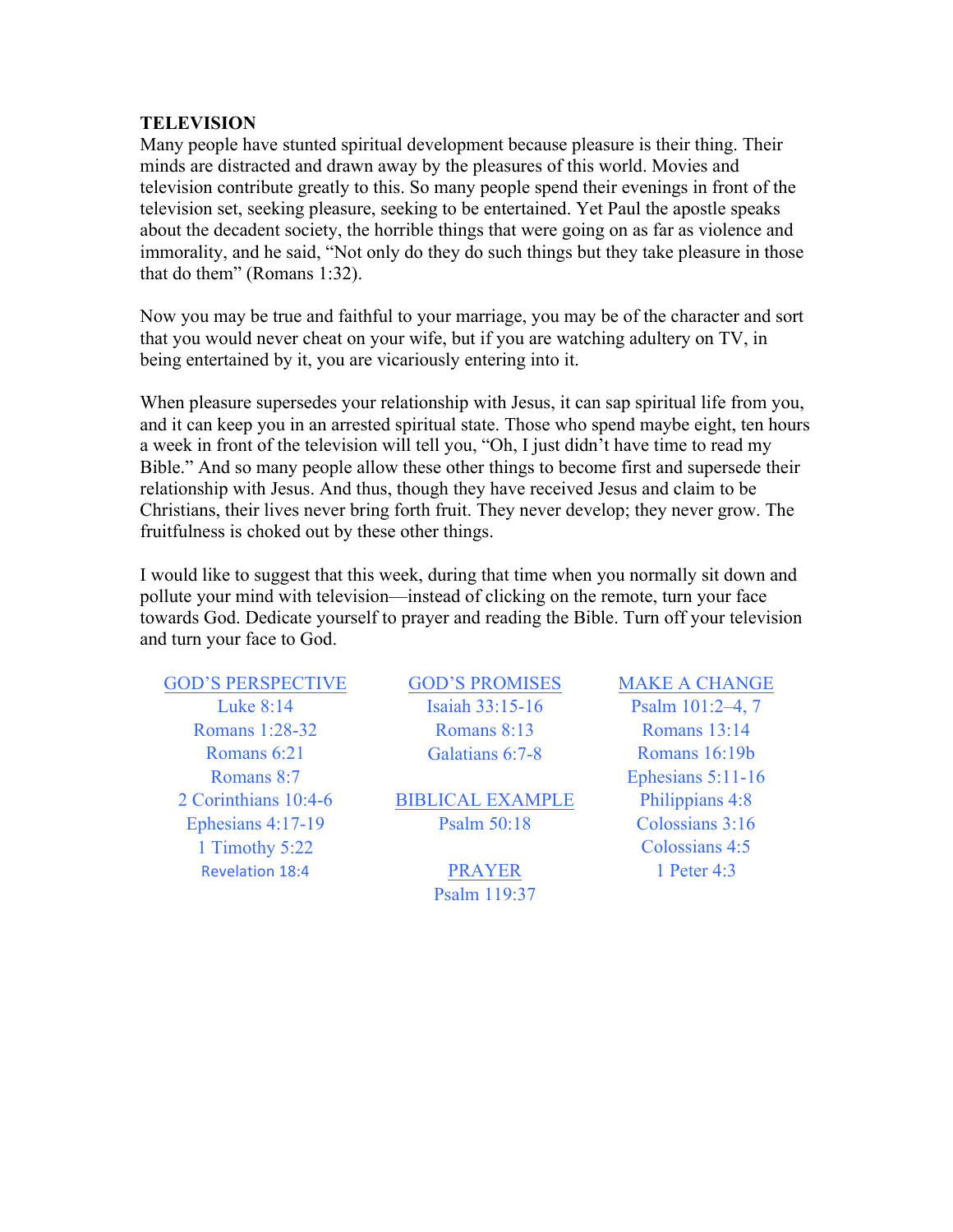## TELEVISION

Many people have stunted spiritual development because pleasure is their thing. Their minds are distracted and drawn away by the pleasures of this world. Movies and television contribute greatly to this. So many people spend their evenings in front of the television set, seeking pleasure, seeking to be entertained. Yet Paul the apostle speaks about the decadent society, the horrible things that were going on as far as violence and immorality, and he said, "Not only do they do such things but they take pleasure in those that do them" (Romans 1:32).

Now you may be true and faithful to your marriage, you may be of the character and sort that you would never cheat on your wife, but if you are watching adultery on TV, in being entertained by it, you are vicariously entering into it.

When pleasure supersedes your relationship with Jesus, it can sap spiritual life from you, and it can keep you in an arrested spiritual state. Those who spend maybe eight, ten hours a week in front of the television will tell you, "Oh, I just didn't have time to read my Bible." And so many people allow these other things to become first and supersede their relationship with Jesus. And thus, though they have received Jesus and claim to be Christians, their lives never bring forth fruit. They never develop; they never grow. The fruitfulness is choked out by these other things.

I would like to suggest that this week, during that time when you normally sit down and pollute your mind with television—instead of clicking on the remote, turn your face towards God. Dedicate yourself to prayer and reading the Bible. Turn off your television and turn your face to God.

**GOD'S PERSPECTIVE**

- Luke 8:14
- Romans 1:28-32
- Romans 6:21
- Romans 8:7
- 2 Corinthians 10:4-6
- Ephesians 4:17-19
- 1 Timothy 5:22
- Revelation 18:4

**GOD'S PROMISES**

- Isaiah 33:15-16
- Romans 8:13
- Galatians 6:7-8

**BIBLICAL EXAMPLE**

- Psalm 50:18

**PRAYER**

- Psalm 119:37

**MAKE A CHANGE**

- Psalm 101:2–4, 7
- Romans 13:14
- Romans 16:19b
- Ephesians 5:11-16
- Philippians 4:8
- Colossians 3:16
- Colossians 4:5
- 1 Peter 4:3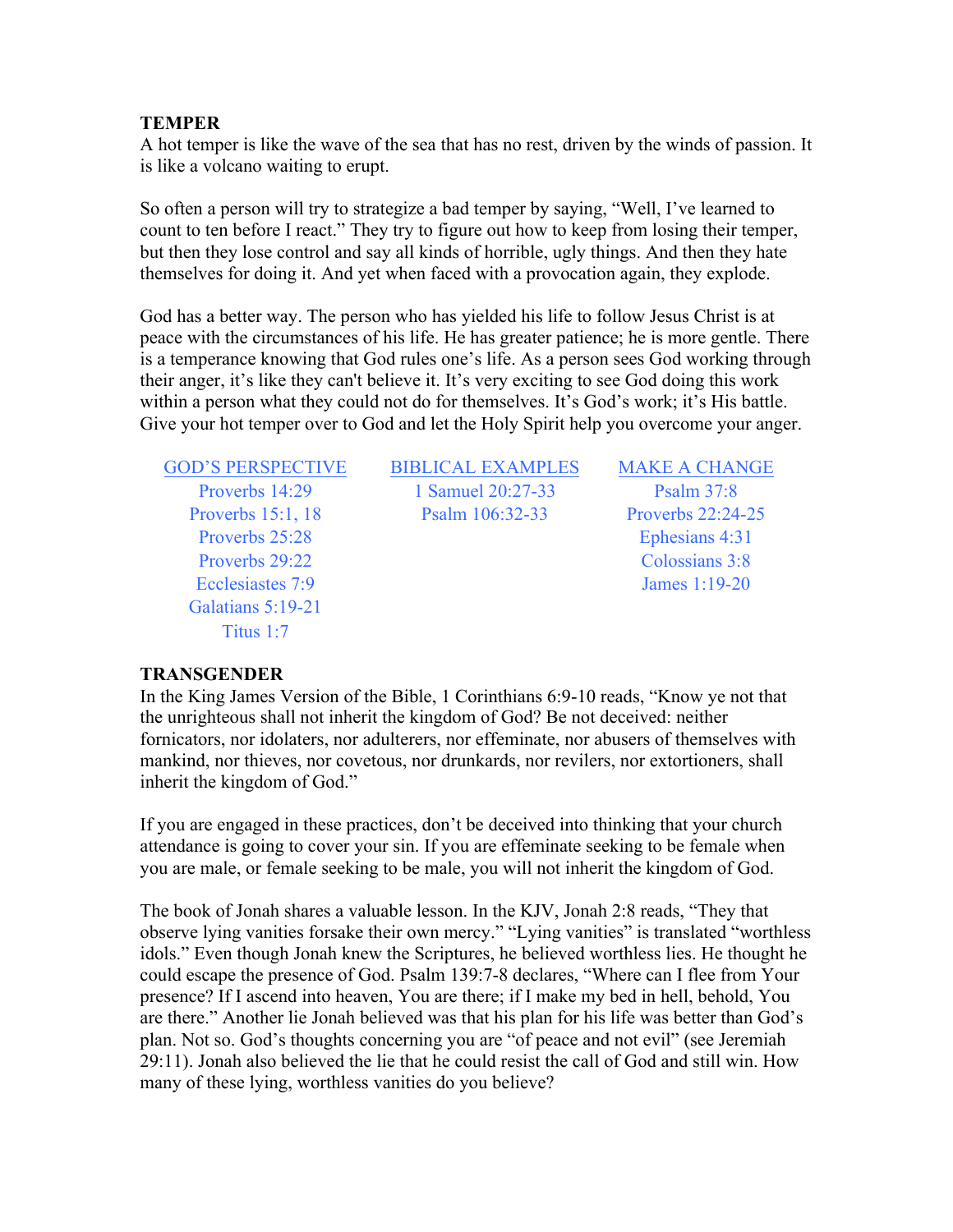**TEMPER**

A hot temper is like the wave of the sea that has no rest, driven by the winds of passion. It is like a volcano waiting to erupt.

So often a person will try to strategize a bad temper by saying, "Well, I've learned to count to ten before I react." They try to figure out how to keep from losing their temper, but then they lose control and say all kinds of horrible, ugly things. And then they hate themselves for doing it. And yet when faced with a provocation again, they explode.

God has a better way. The person who has yielded his life to follow Jesus Christ is at peace with the circumstances of his life. He has greater patience; he is more gentle. There is a temperance knowing that God rules one's life. As a person sees God working through their anger, it's like they can't believe it. It's very exciting to see God doing this work within a person what they could not do for themselves. It's God's work; it's His battle. Give your hot temper over to God and let the Holy Spirit help you overcome your anger.

| GOD'S PERSPECTIVE | BIBLICAL EXAMPLES | MAKE A CHANGE |
|---|---|---|
| Proverbs 14:29 | 1 Samuel 20:27-33 | Psalm 37:8 |
| Proverbs 15:1, 18 | Psalm 106:32-33 | Proverbs 22:24-25 |
| Proverbs 25:28 | | Ephesians 4:31 |
| Proverbs 29:22 | | Colossians 3:8 |
| Ecclesiastes 7:9 | | James 1:19-20 |
| Galatians 5:19-21 | | |
| Titus 1:7 | | |

**TRANSGENDER**

In the King James Version of the Bible, 1 Corinthians 6:9-10 reads, "Know ye not that the unrighteous shall not inherit the kingdom of God? Be not deceived: neither fornicators, nor idolaters, nor adulterers, nor effeminate, nor abusers of themselves with mankind, nor thieves, nor covetous, nor drunkards, nor revilers, nor extortioners, shall inherit the kingdom of God."

If you are engaged in these practices, don't be deceived into thinking that your church attendance is going to cover your sin. If you are effeminate seeking to be female when you are male, or female seeking to be male, you will not inherit the kingdom of God.

The book of Jonah shares a valuable lesson. In the KJV, Jonah 2:8 reads, "They that observe lying vanities forsake their own mercy." "Lying vanities" is translated "worthless idols." Even though Jonah knew the Scriptures, he believed worthless lies. He thought he could escape the presence of God. Psalm 139:7-8 declares, "Where can I flee from Your presence? If I ascend into heaven, You are there; if I make my bed in hell, behold, You are there." Another lie Jonah believed was that his plan for his life was better than God's plan. Not so. God's thoughts concerning you are "of peace and not evil" (see Jeremiah 29:11). Jonah also believed the lie that he could resist the call of God and still win. How many of these lying, worthless vanities do you believe?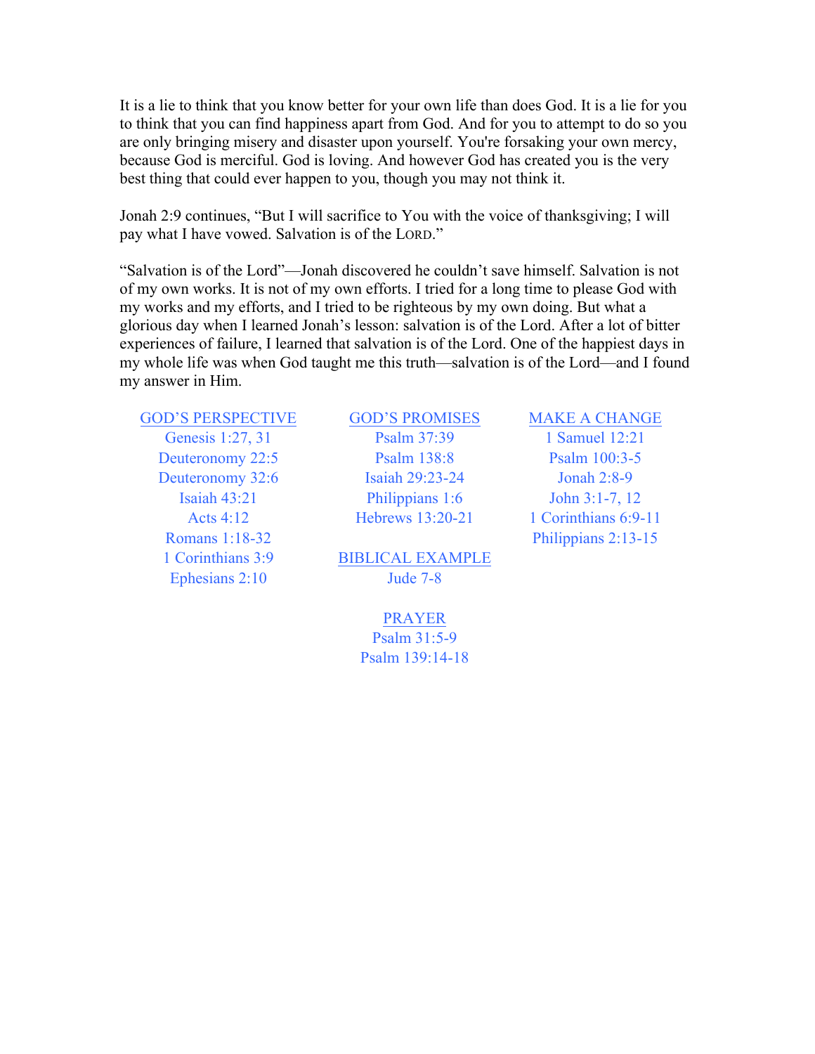It is a lie to think that you know better for your own life than does God. It is a lie for you to think that you can find happiness apart from God. And for you to attempt to do so you are only bringing misery and disaster upon yourself. You're forsaking your own mercy, because God is merciful. God is loving. And however God has created you is the very best thing that could ever happen to you, though you may not think it.

Jonah 2:9 continues, "But I will sacrifice to You with the voice of thanksgiving; I will pay what I have vowed. Salvation is of the LORD."

"Salvation is of the Lord"—Jonah discovered he couldn't save himself. Salvation is not of my own works. It is not of my own efforts. I tried for a long time to please God with my works and my efforts, and I tried to be righteous by my own doing. But what a glorious day when I learned Jonah's lesson: salvation is of the Lord. After a lot of bitter experiences of failure, I learned that salvation is of the Lord. One of the happiest days in my whole life was when God taught me this truth—salvation is of the Lord—and I found my answer in Him.

GOD'S PERSPECTIVE
Genesis 1:27, 31
Deuteronomy 22:5
Deuteronomy 32:6
Isaiah 43:21
Acts 4:12
Romans 1:18-32
1 Corinthians 3:9
Ephesians 2:10

GOD'S PROMISES
Psalm 37:39
Psalm 138:8
Isaiah 29:23-24
Philippians 1:6
Hebrews 13:20-21

BIBLICAL EXAMPLE
Jude 7-8

PRAYER
Psalm 31:5-9
Psalm 139:14-18

MAKE A CHANGE
1 Samuel 12:21
Psalm 100:3-5
Jonah 2:8-9
John 3:1-7, 12
1 Corinthians 6:9-11
Philippians 2:13-15